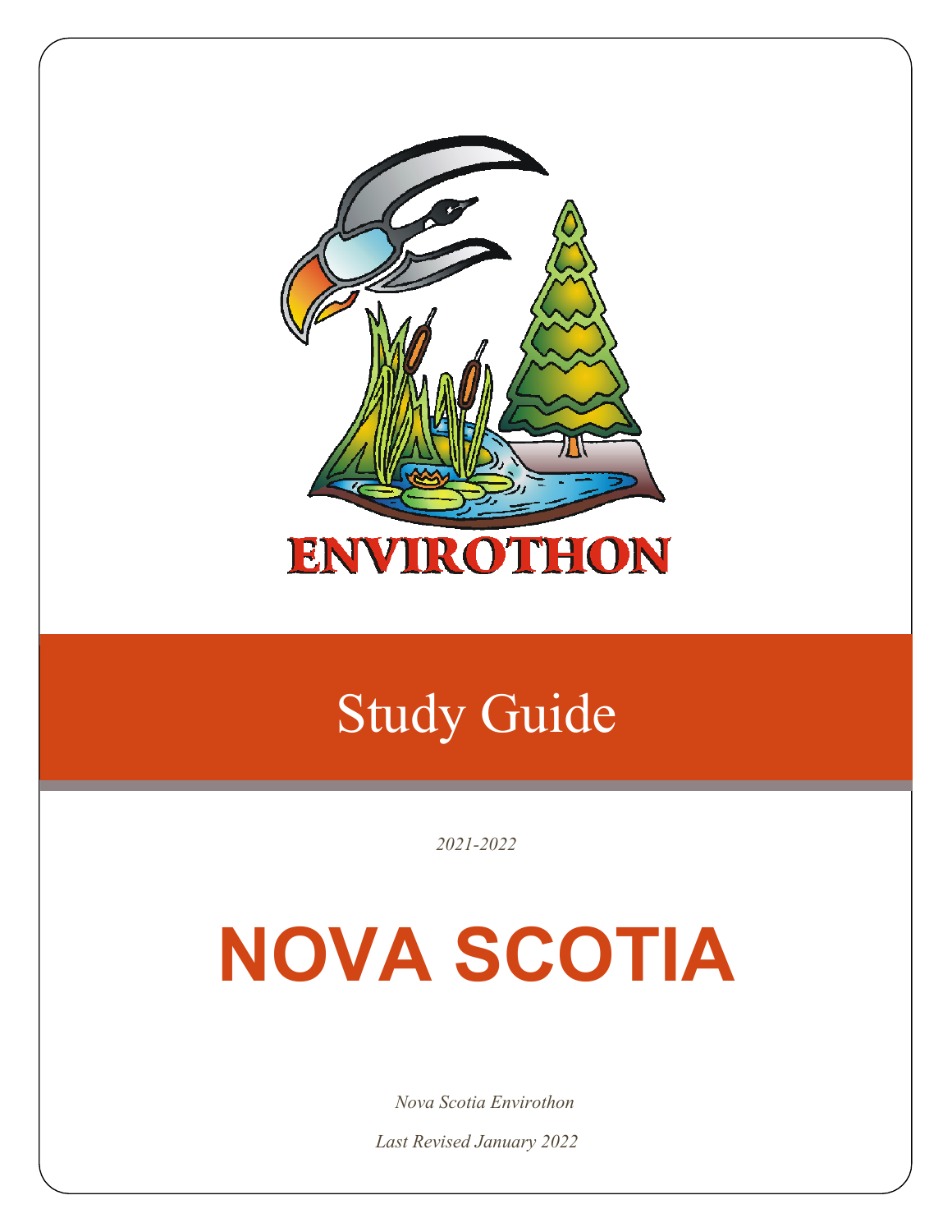ENVIROTHON

# Study Guide

*2021-2022*

# NOVA SCOTIA

*Nova Scotia Envirothon*

*Last Revised January 2022*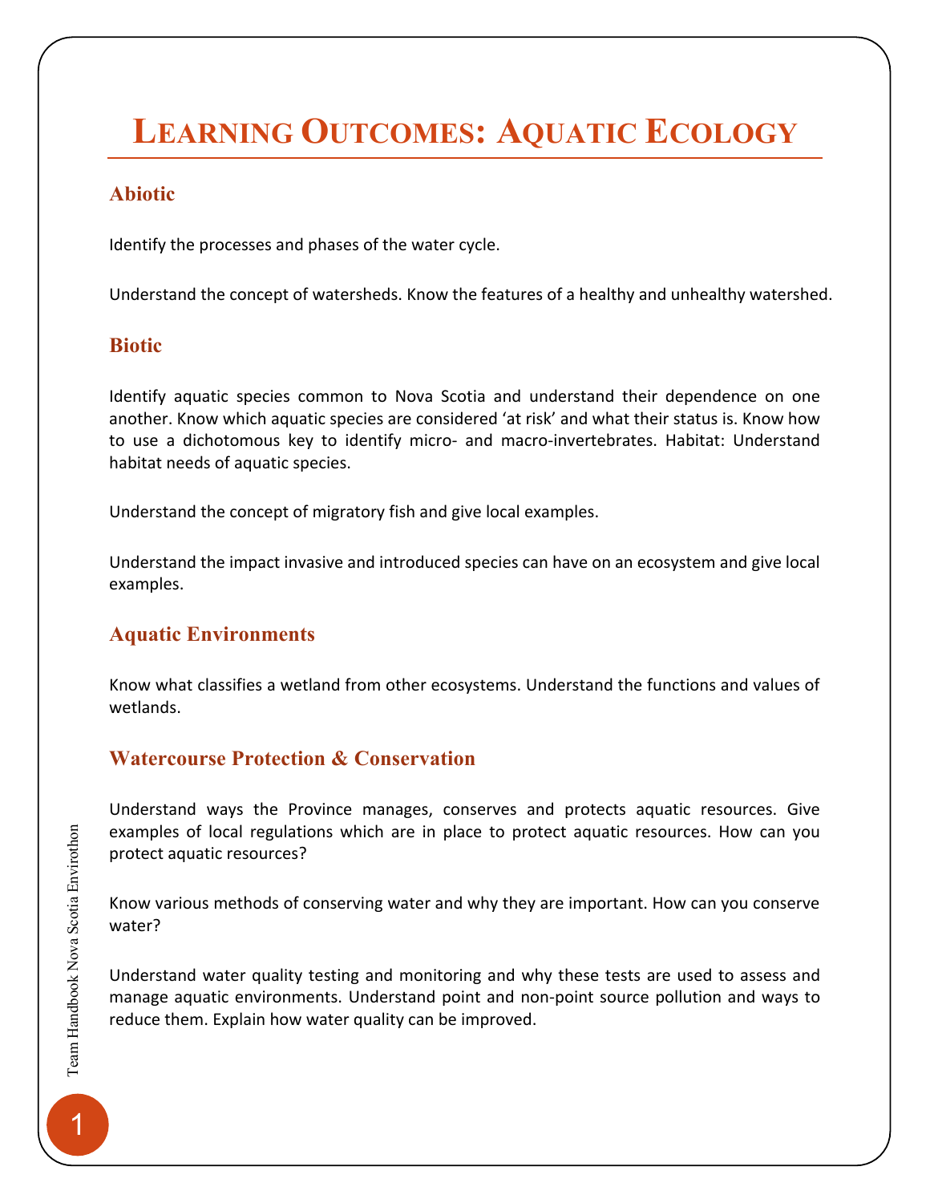# Learning Outcomes: Aquatic Ecology

## Abiotic

Identify the processes and phases of the water cycle.

Understand the concept of watersheds. Know the features of a healthy and unhealthy watershed.

## Biotic

Identify aquatic species common to Nova Scotia and understand their dependence on one another. Know which aquatic species are considered 'at risk' and what their status is. Know how to use a dichotomous key to identify micro- and macro-invertebrates. Habitat: Understand habitat needs of aquatic species.

Understand the concept of migratory fish and give local examples.

Understand the impact invasive and introduced species can have on an ecosystem and give local examples.

## Aquatic Environments

Know what classifies a wetland from other ecosystems. Understand the functions and values of wetlands.

## Watercourse Protection & Conservation

Understand ways the Province manages, conserves and protects aquatic resources. Give examples of local regulations which are in place to protect aquatic resources. How can you protect aquatic resources?

Know various methods of conserving water and why they are important. How can you conserve water?

Understand water quality testing and monitoring and why these tests are used to assess and manage aquatic environments. Understand point and non-point source pollution and ways to reduce them. Explain how water quality can be improved.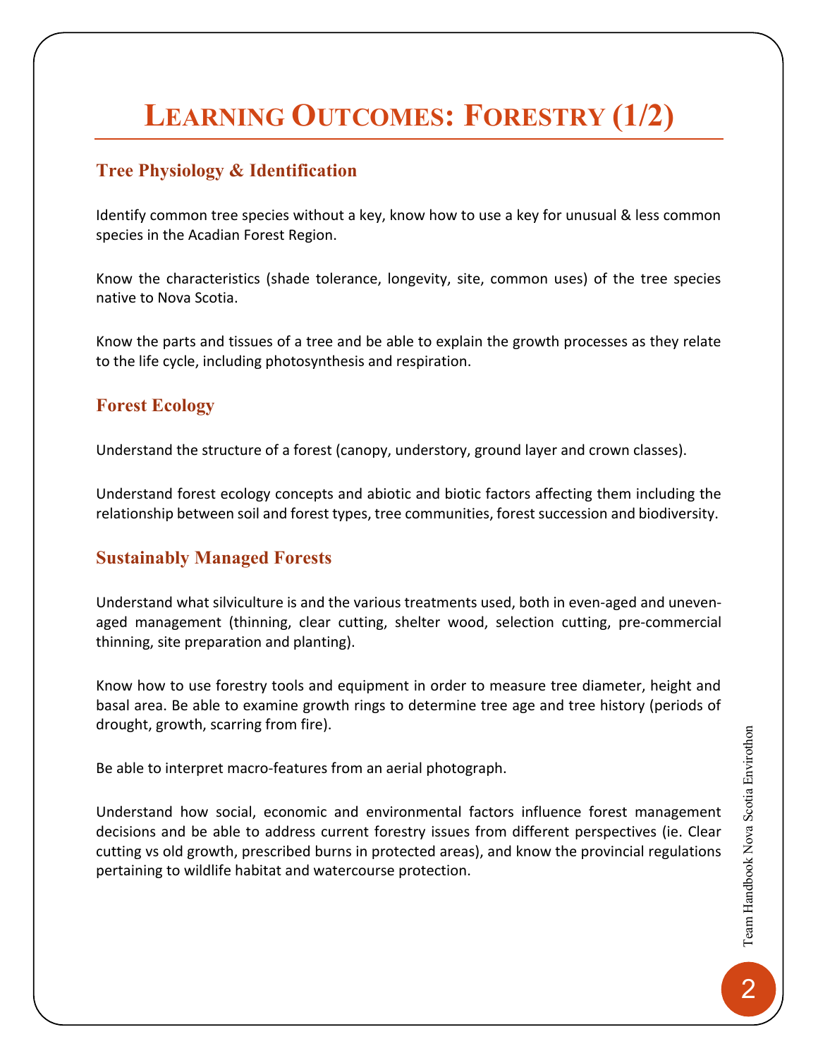# Learning Outcomes: Forestry (1/2)

## Tree Physiology & Identification

Identify common tree species without a key, know how to use a key for unusual & less common species in the Acadian Forest Region.

Know the characteristics (shade tolerance, longevity, site, common uses) of the tree species native to Nova Scotia.

Know the parts and tissues of a tree and be able to explain the growth processes as they relate to the life cycle, including photosynthesis and respiration.

## Forest Ecology

Understand the structure of a forest (canopy, understory, ground layer and crown classes).

Understand forest ecology concepts and abiotic and biotic factors affecting them including the relationship between soil and forest types, tree communities, forest succession and biodiversity.

## Sustainably Managed Forests

Understand what silviculture is and the various treatments used, both in even-aged and uneven-aged management (thinning, clear cutting, shelter wood, selection cutting, pre-commercial thinning, site preparation and planting).

Know how to use forestry tools and equipment in order to measure tree diameter, height and basal area. Be able to examine growth rings to determine tree age and tree history (periods of drought, growth, scarring from fire).

Be able to interpret macro-features from an aerial photograph.

Understand how social, economic and environmental factors influence forest management decisions and be able to address current forestry issues from different perspectives (ie. Clear cutting vs old growth, prescribed burns in protected areas), and know the provincial regulations pertaining to wildlife habitat and watercourse protection.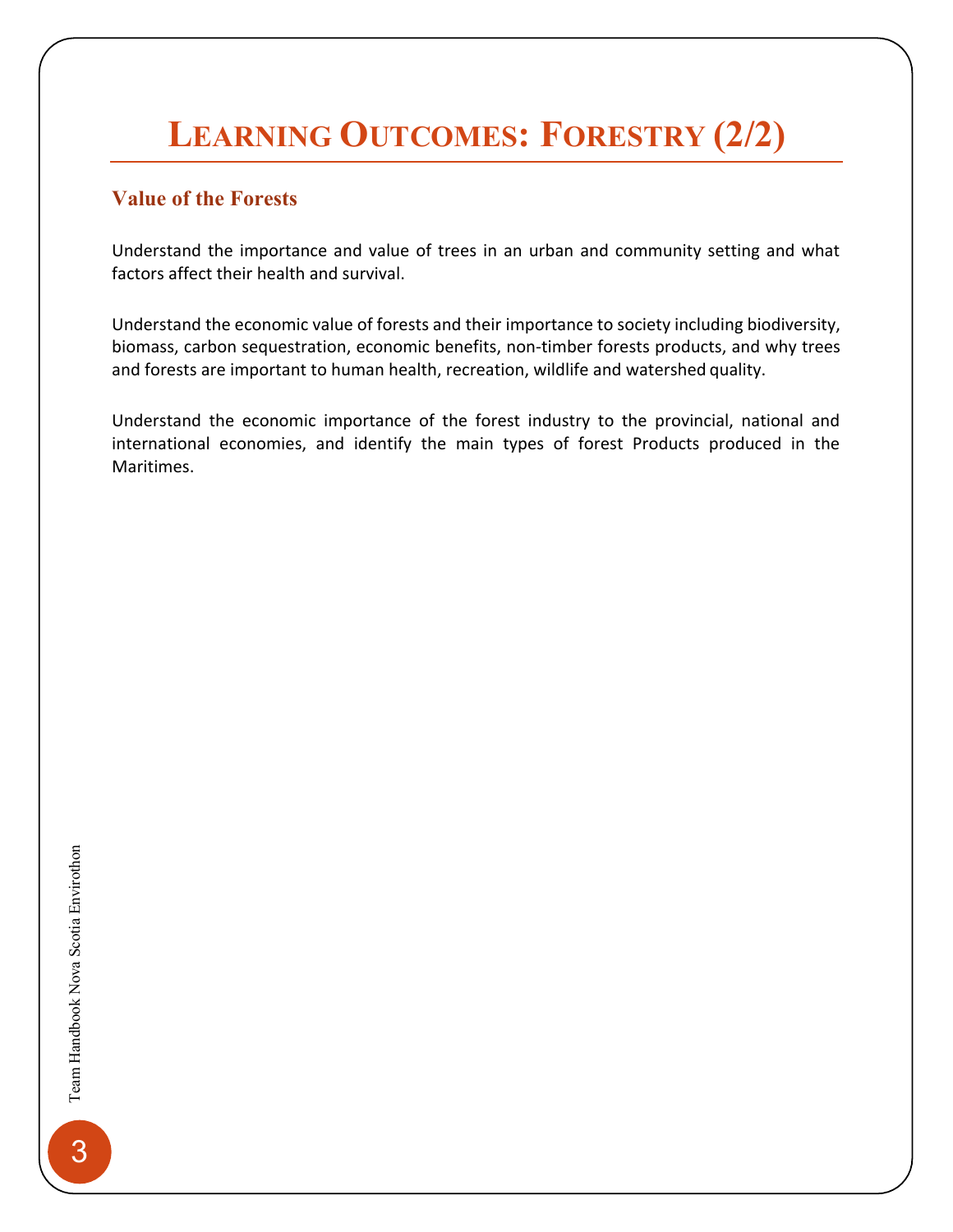# Learning Outcomes: Forestry (2/2)

## Value of the Forests

Understand the importance and value of trees in an urban and community setting and what factors affect their health and survival.

Understand the economic value of forests and their importance to society including biodiversity, biomass, carbon sequestration, economic benefits, non-timber forests products, and why trees and forests are important to human health, recreation, wildlife and watershed quality.

Understand the economic importance of the forest industry to the provincial, national and international economies, and identify the main types of forest Products produced in the Maritimes.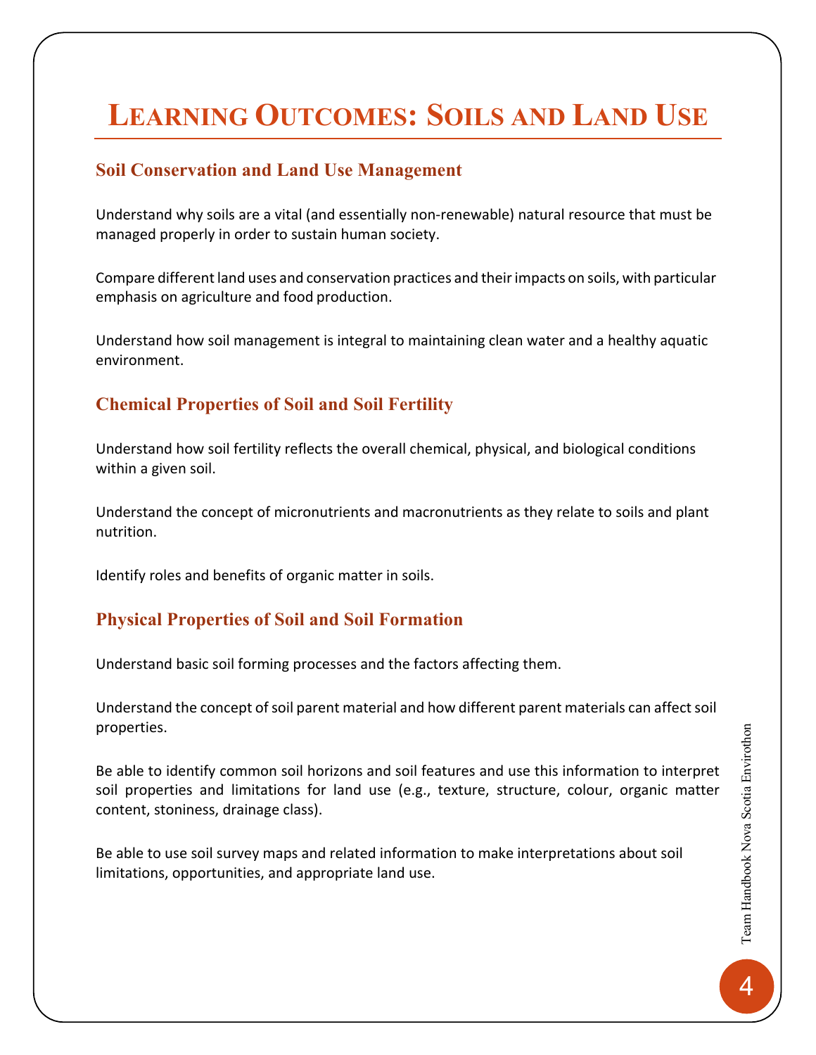# Learning Outcomes: Soils and Land Use

## Soil Conservation and Land Use Management

Understand why soils are a vital (and essentially non-renewable) natural resource that must be managed properly in order to sustain human society.

Compare different land uses and conservation practices and their impacts on soils, with particular emphasis on agriculture and food production.

Understand how soil management is integral to maintaining clean water and a healthy aquatic environment.

## Chemical Properties of Soil and Soil Fertility

Understand how soil fertility reflects the overall chemical, physical, and biological conditions within a given soil.

Understand the concept of micronutrients and macronutrients as they relate to soils and plant nutrition.

Identify roles and benefits of organic matter in soils.

## Physical Properties of Soil and Soil Formation

Understand basic soil forming processes and the factors affecting them.

Understand the concept of soil parent material and how different parent materials can affect soil properties.

Be able to identify common soil horizons and soil features and use this information to interpret soil properties and limitations for land use (e.g., texture, structure, colour, organic matter content, stoniness, drainage class).

Be able to use soil survey maps and related information to make interpretations about soil limitations, opportunities, and appropriate land use.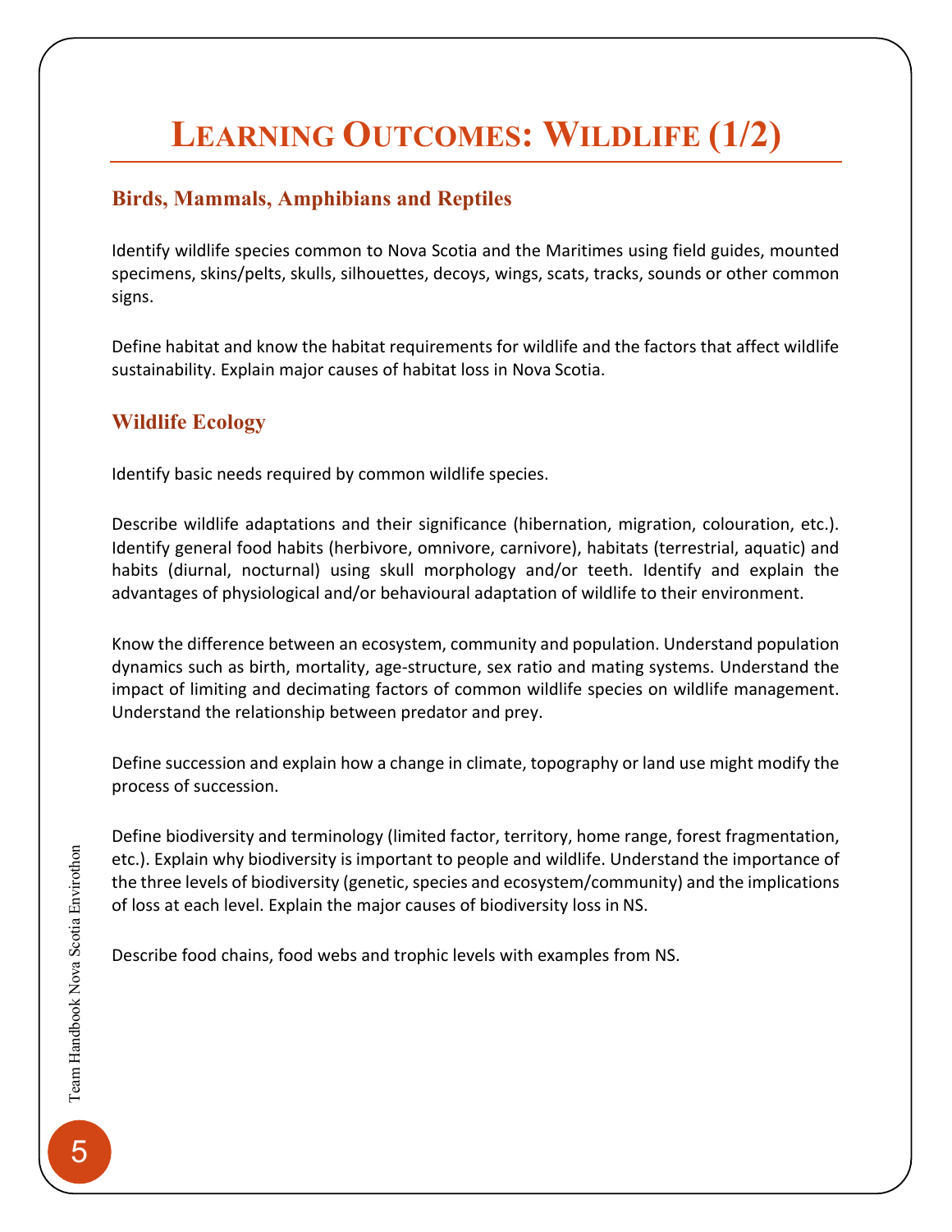# Learning Outcomes: Wildlife (1/2)

## Birds, Mammals, Amphibians and Reptiles

Identify wildlife species common to Nova Scotia and the Maritimes using field guides, mounted specimens, skins/pelts, skulls, silhouettes, decoys, wings, scats, tracks, sounds or other common signs.

Define habitat and know the habitat requirements for wildlife and the factors that affect wildlife sustainability. Explain major causes of habitat loss in Nova Scotia.

## Wildlife Ecology

Identify basic needs required by common wildlife species.

Describe wildlife adaptations and their significance (hibernation, migration, colouration, etc.). Identify general food habits (herbivore, omnivore, carnivore), habitats (terrestrial, aquatic) and habits (diurnal, nocturnal) using skull morphology and/or teeth. Identify and explain the advantages of physiological and/or behavioural adaptation of wildlife to their environment.

Know the difference between an ecosystem, community and population. Understand population dynamics such as birth, mortality, age-structure, sex ratio and mating systems. Understand the impact of limiting and decimating factors of common wildlife species on wildlife management. Understand the relationship between predator and prey.

Define succession and explain how a change in climate, topography or land use might modify the process of succession.

Define biodiversity and terminology (limited factor, territory, home range, forest fragmentation, etc.). Explain why biodiversity is important to people and wildlife. Understand the importance of the three levels of biodiversity (genetic, species and ecosystem/community) and the implications of loss at each level. Explain the major causes of biodiversity loss in NS.

Describe food chains, food webs and trophic levels with examples from NS.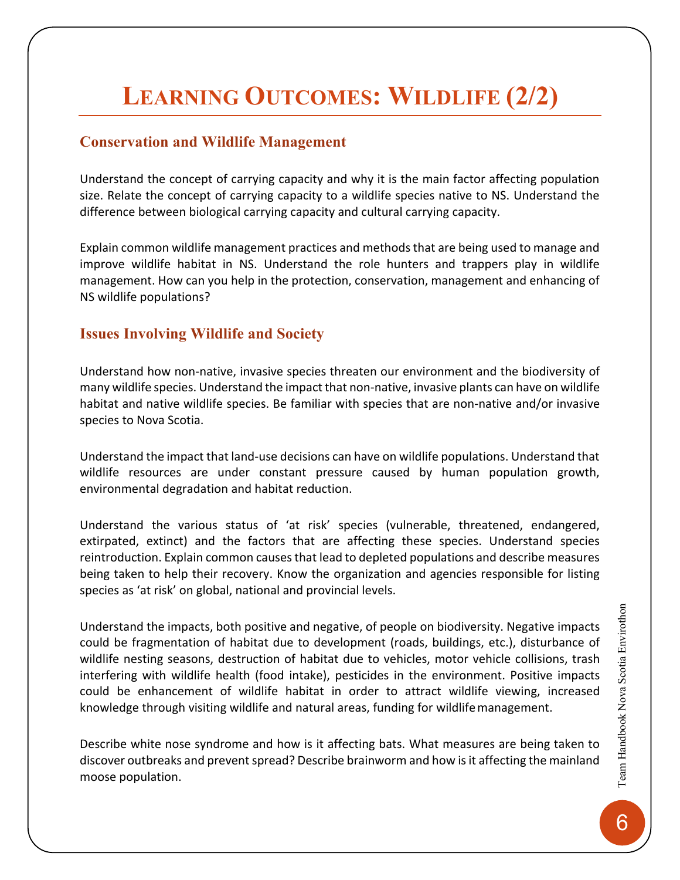# Learning Outcomes: Wildlife (2/2)

## Conservation and Wildlife Management

Understand the concept of carrying capacity and why it is the main factor affecting population size. Relate the concept of carrying capacity to a wildlife species native to NS. Understand the difference between biological carrying capacity and cultural carrying capacity.

Explain common wildlife management practices and methods that are being used to manage and improve wildlife habitat in NS. Understand the role hunters and trappers play in wildlife management. How can you help in the protection, conservation, management and enhancing of NS wildlife populations?

## Issues Involving Wildlife and Society

Understand how non-native, invasive species threaten our environment and the biodiversity of many wildlife species. Understand the impact that non-native, invasive plants can have on wildlife habitat and native wildlife species. Be familiar with species that are non-native and/or invasive species to Nova Scotia.

Understand the impact that land-use decisions can have on wildlife populations. Understand that wildlife resources are under constant pressure caused by human population growth, environmental degradation and habitat reduction.

Understand the various status of 'at risk' species (vulnerable, threatened, endangered, extirpated, extinct) and the factors that are affecting these species. Understand species reintroduction. Explain common causes that lead to depleted populations and describe measures being taken to help their recovery. Know the organization and agencies responsible for listing species as 'at risk' on global, national and provincial levels.

Understand the impacts, both positive and negative, of people on biodiversity. Negative impacts could be fragmentation of habitat due to development (roads, buildings, etc.), disturbance of wildlife nesting seasons, destruction of habitat due to vehicles, motor vehicle collisions, trash interfering with wildlife health (food intake), pesticides in the environment. Positive impacts could be enhancement of wildlife habitat in order to attract wildlife viewing, increased knowledge through visiting wildlife and natural areas, funding for wildlife management.

Describe white nose syndrome and how is it affecting bats. What measures are being taken to discover outbreaks and prevent spread? Describe brainworm and how is it affecting the mainland moose population.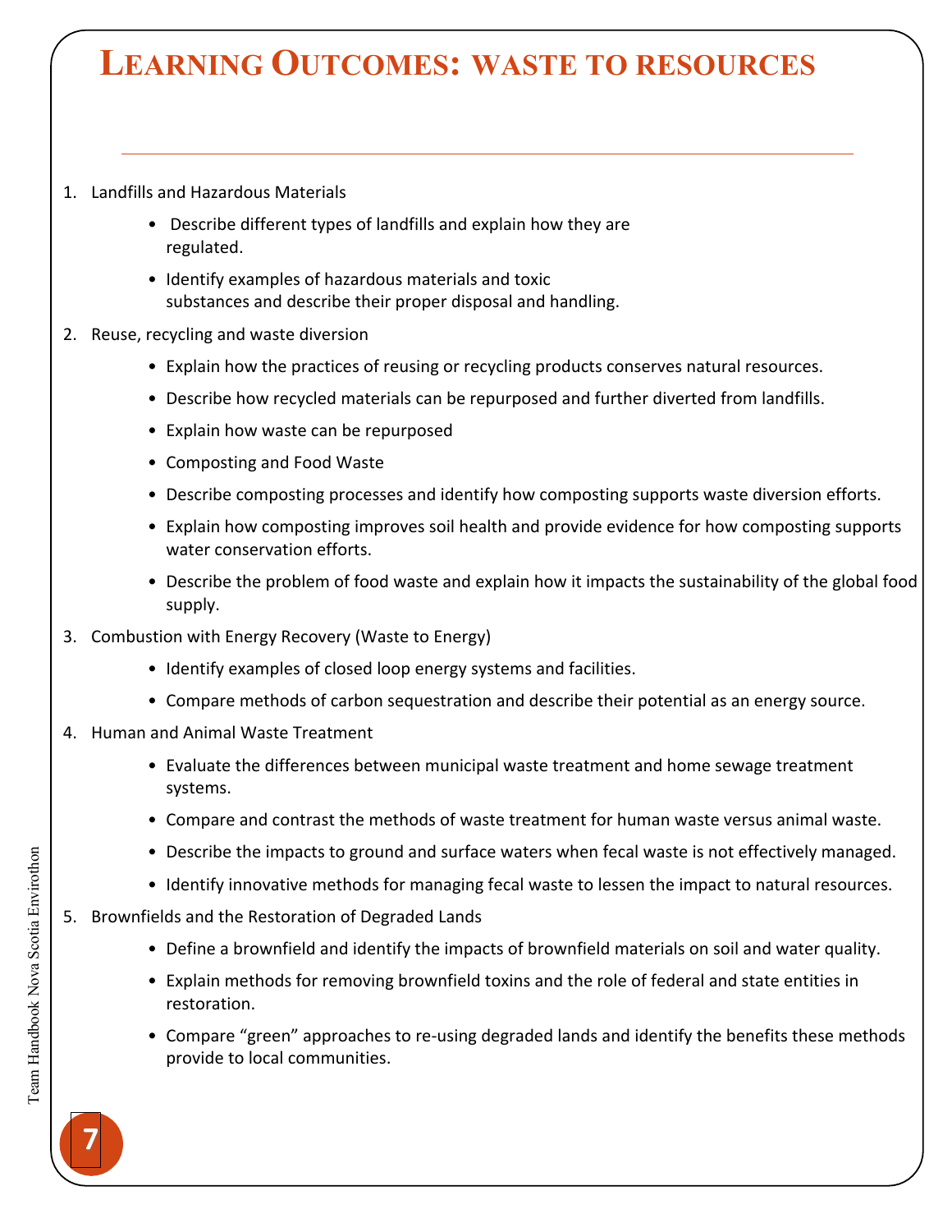# Learning Outcomes: waste to resources

1. Landfills and Hazardous Materials
    - Describe different types of landfills and explain how they are regulated.
    - Identify examples of hazardous materials and toxic substances and describe their proper disposal and handling.
2. Reuse, recycling and waste diversion
    - Explain how the practices of reusing or recycling products conserves natural resources.
    - Describe how recycled materials can be repurposed and further diverted from landfills.
    - Explain how waste can be repurposed
    - Composting and Food Waste
    - Describe composting processes and identify how composting supports waste diversion efforts.
    - Explain how composting improves soil health and provide evidence for how composting supports water conservation efforts.
    - Describe the problem of food waste and explain how it impacts the sustainability of the global food supply.
3. Combustion with Energy Recovery (Waste to Energy)
    - Identify examples of closed loop energy systems and facilities.
    - Compare methods of carbon sequestration and describe their potential as an energy source.
4. Human and Animal Waste Treatment
    - Evaluate the differences between municipal waste treatment and home sewage treatment systems.
    - Compare and contrast the methods of waste treatment for human waste versus animal waste.
    - Describe the impacts to ground and surface waters when fecal waste is not effectively managed.
    - Identify innovative methods for managing fecal waste to lessen the impact to natural resources.
5. Brownfields and the Restoration of Degraded Lands
    - Define a brownfield and identify the impacts of brownfield materials on soil and water quality.
    - Explain methods for removing brownfield toxins and the role of federal and state entities in restoration.
    - Compare "green" approaches to re-using degraded lands and identify the benefits these methods provide to local communities.